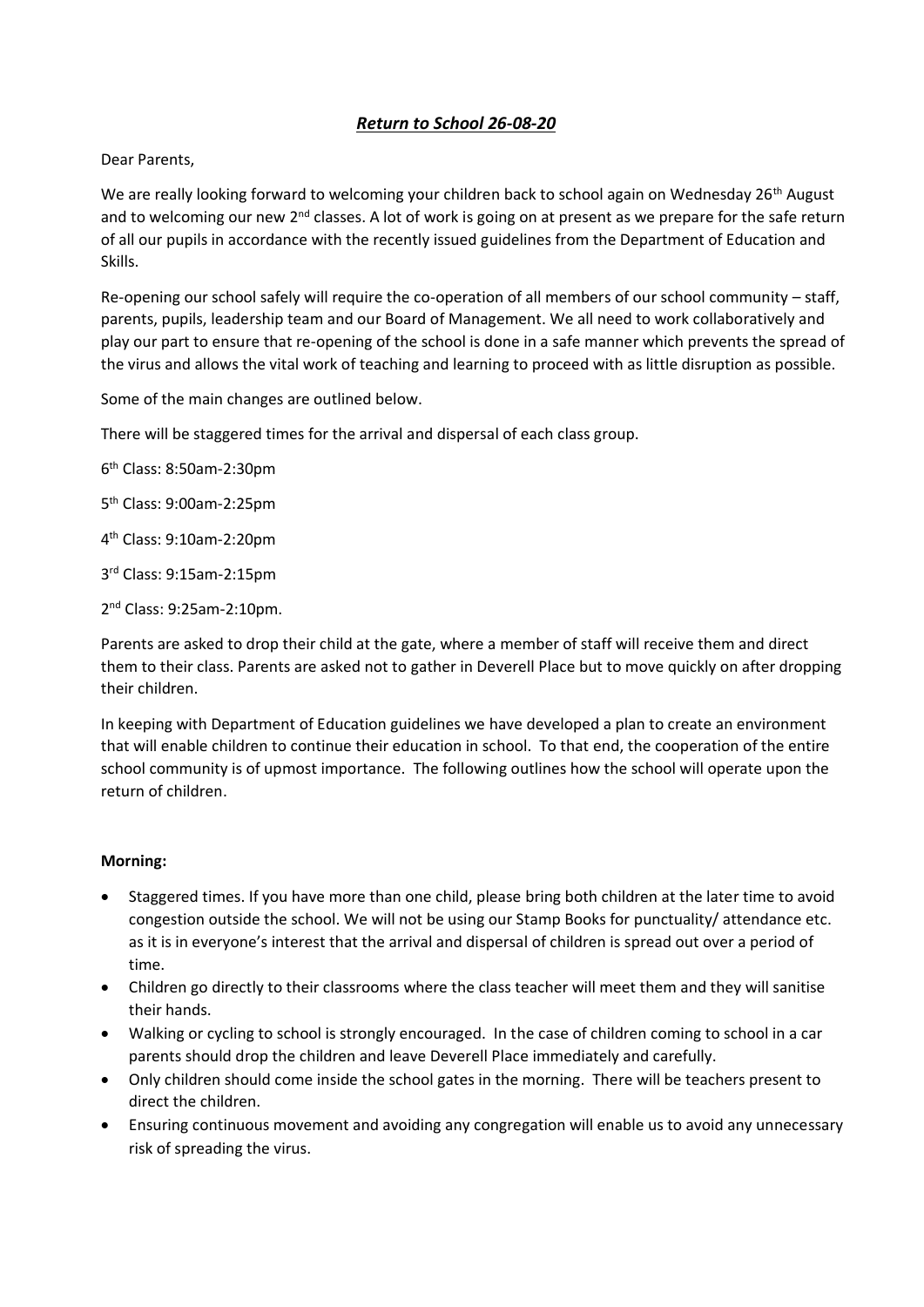## ***Return to School 26-08-20***

Dear Parents,

We are really looking forward to welcoming your children back to school again on Wednesday 26th August and to welcoming our new 2nd classes. A lot of work is going on at present as we prepare for the safe return of all our pupils in accordance with the recently issued guidelines from the Department of Education and Skills.

Re-opening our school safely will require the co-operation of all members of our school community – staff, parents, pupils, leadership team and our Board of Management. We all need to work collaboratively and play our part to ensure that re-opening of the school is done in a safe manner which prevents the spread of the virus and allows the vital work of teaching and learning to proceed with as little disruption as possible.

Some of the main changes are outlined below.

There will be staggered times for the arrival and dispersal of each class group.

6th Class: 8:50am-2:30pm

5th Class: 9:00am-2:25pm

4th Class: 9:10am-2:20pm

3rd Class: 9:15am-2:15pm

2nd Class: 9:25am-2:10pm.

Parents are asked to drop their child at the gate, where a member of staff will receive them and direct them to their class. Parents are asked not to gather in Deverell Place but to move quickly on after dropping their children.

In keeping with Department of Education guidelines we have developed a plan to create an environment that will enable children to continue their education in school. To that end, the cooperation of the entire school community is of upmost importance. The following outlines how the school will operate upon the return of children.

**Morning:**

- Staggered times. If you have more than one child, please bring both children at the later time to avoid congestion outside the school. We will not be using our Stamp Books for punctuality/ attendance etc. as it is in everyone's interest that the arrival and dispersal of children is spread out over a period of time.
- Children go directly to their classrooms where the class teacher will meet them and they will sanitise their hands.
- Walking or cycling to school is strongly encouraged. In the case of children coming to school in a car parents should drop the children and leave Deverell Place immediately and carefully.
- Only children should come inside the school gates in the morning. There will be teachers present to direct the children.
- Ensuring continuous movement and avoiding any congregation will enable us to avoid any unnecessary risk of spreading the virus.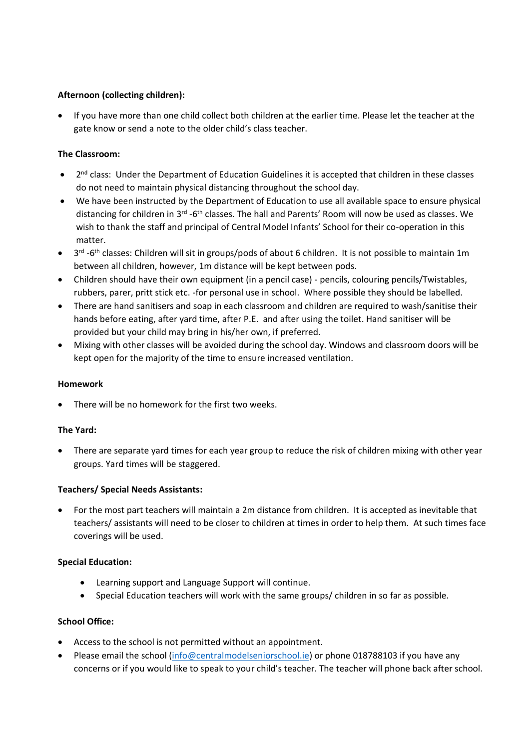**Afternoon (collecting children):**

- If you have more than one child collect both children at the earlier time. Please let the teacher at the gate know or send a note to the older child's class teacher.

**The Classroom:**

- 2nd class: Under the Department of Education Guidelines it is accepted that children in these classes do not need to maintain physical distancing throughout the school day.
- We have been instructed by the Department of Education to use all available space to ensure physical distancing for children in 3rd -6th classes. The hall and Parents' Room will now be used as classes. We wish to thank the staff and principal of Central Model Infants' School for their co-operation in this matter.
- 3rd -6th classes: Children will sit in groups/pods of about 6 children. It is not possible to maintain 1m between all children, however, 1m distance will be kept between pods.
- Children should have their own equipment (in a pencil case) - pencils, colouring pencils/Twistables, rubbers, parer, pritt stick etc. -for personal use in school. Where possible they should be labelled.
- There are hand sanitisers and soap in each classroom and children are required to wash/sanitise their hands before eating, after yard time, after P.E. and after using the toilet. Hand sanitiser will be provided but your child may bring in his/her own, if preferred.
- Mixing with other classes will be avoided during the school day. Windows and classroom doors will be kept open for the majority of the time to ensure increased ventilation.

**Homework**

- There will be no homework for the first two weeks.

**The Yard:**

- There are separate yard times for each year group to reduce the risk of children mixing with other year groups. Yard times will be staggered.

**Teachers/ Special Needs Assistants:**

- For the most part teachers will maintain a 2m distance from children. It is accepted as inevitable that teachers/ assistants will need to be closer to children at times in order to help them. At such times face coverings will be used.

**Special Education:**

- Learning support and Language Support will continue.
- Special Education teachers will work with the same groups/ children in so far as possible.

**School Office:**

- Access to the school is not permitted without an appointment.
- Please email the school (info@centralmodelseniorschool.ie) or phone 018788103 if you have any concerns or if you would like to speak to your child's teacher. The teacher will phone back after school.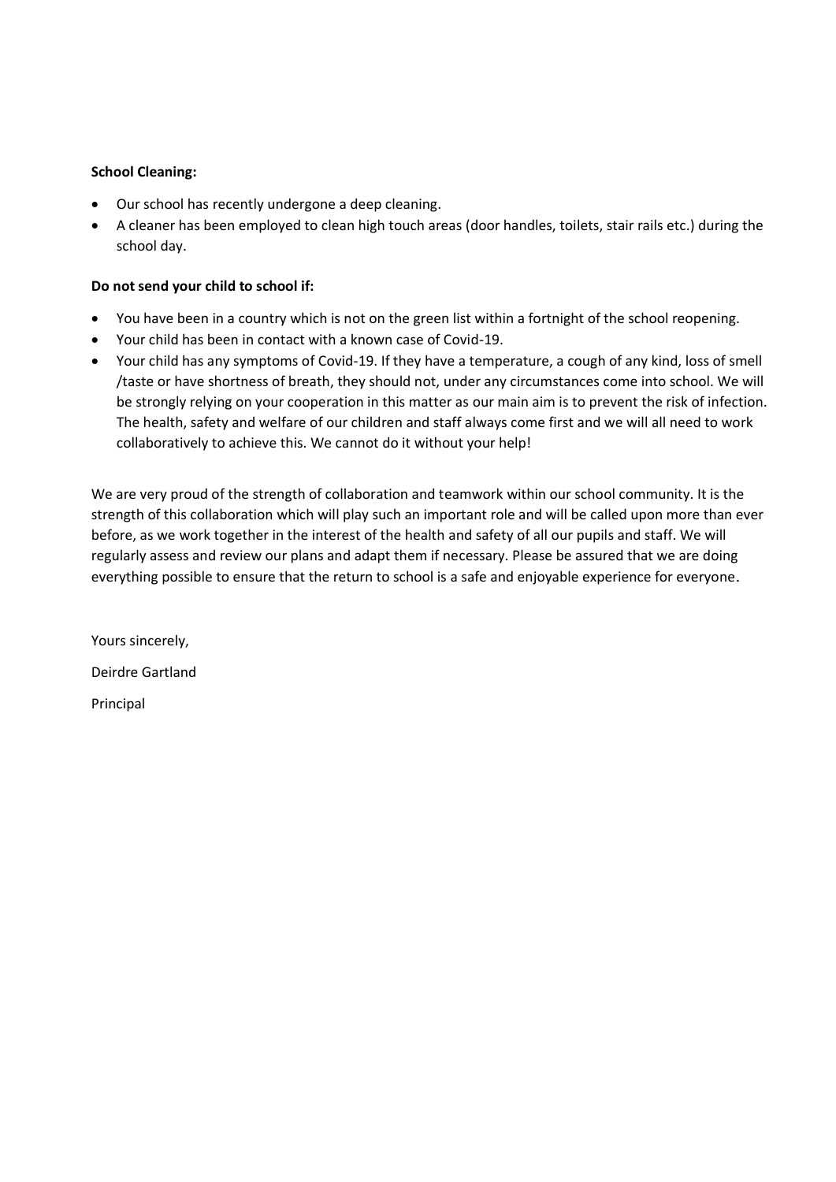**School Cleaning:**

- Our school has recently undergone a deep cleaning.
- A cleaner has been employed to clean high touch areas (door handles, toilets, stair rails etc.) during the school day.

**Do not send your child to school if:**

- You have been in a country which is not on the green list within a fortnight of the school reopening.
- Your child has been in contact with a known case of Covid-19.
- Your child has any symptoms of Covid-19. If they have a temperature, a cough of any kind, loss of smell /taste or have shortness of breath, they should not, under any circumstances come into school. We will be strongly relying on your cooperation in this matter as our main aim is to prevent the risk of infection. The health, safety and welfare of our children and staff always come first and we will all need to work collaboratively to achieve this. We cannot do it without your help!

We are very proud of the strength of collaboration and teamwork within our school community. It is the strength of this collaboration which will play such an important role and will be called upon more than ever before, as we work together in the interest of the health and safety of all our pupils and staff. We will regularly assess and review our plans and adapt them if necessary. Please be assured that we are doing everything possible to ensure that the return to school is a safe and enjoyable experience for everyone.

Yours sincerely,

Deirdre Gartland

Principal